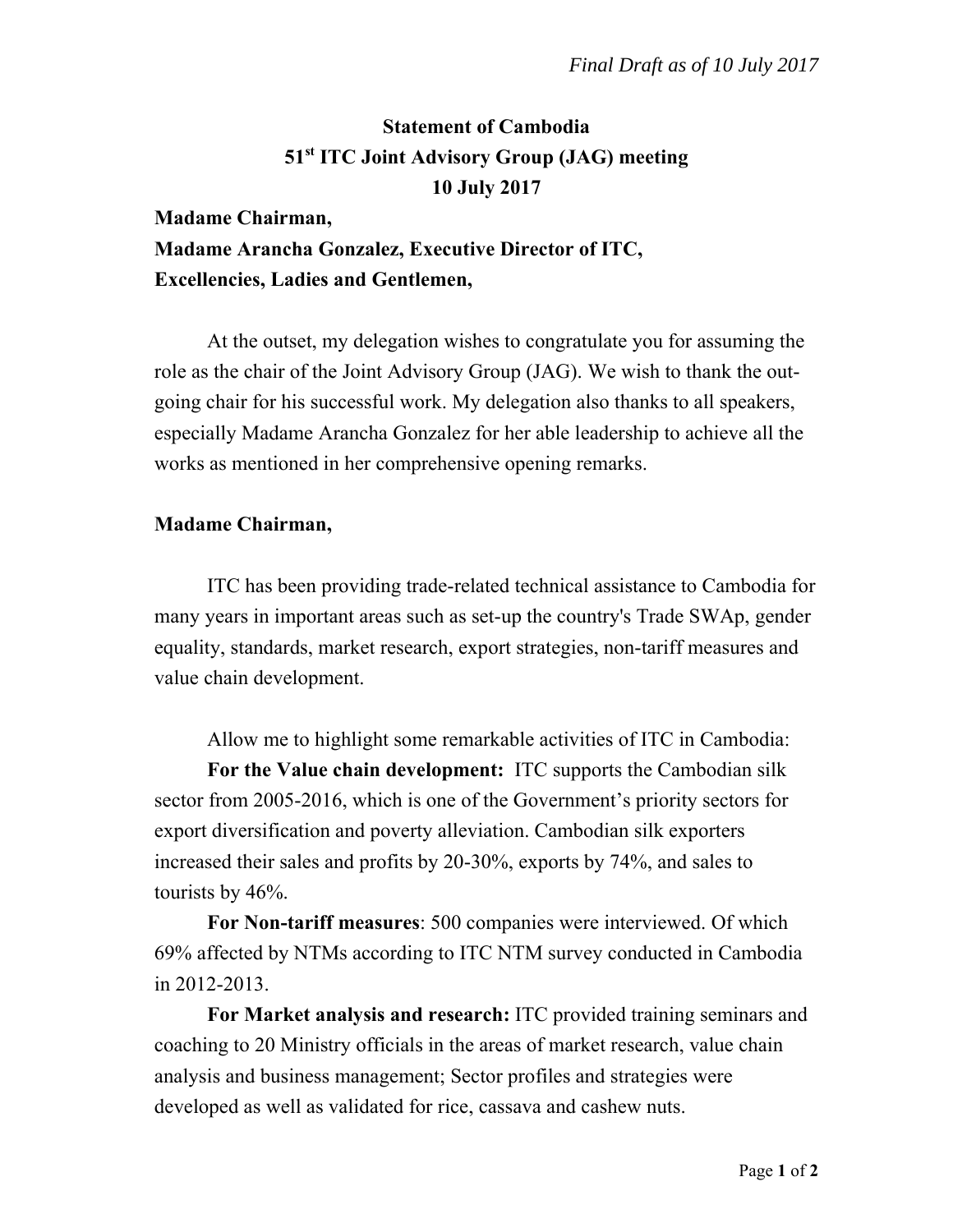*Final Draft as of 10 July 2017*

# Statement of Cambodia
## 51st ITC Joint Advisory Group (JAG) meeting
## 10 July 2017

**Madame Chairman,**
**Madame Arancha Gonzalez, Executive Director of ITC,**
**Excellencies, Ladies and Gentlemen,**

At the outset, my delegation wishes to congratulate you for assuming the role as the chair of the Joint Advisory Group (JAG). We wish to thank the out-going chair for his successful work. My delegation also thanks to all speakers, especially Madame Arancha Gonzalez for her able leadership to achieve all the works as mentioned in her comprehensive opening remarks.

**Madame Chairman,**

ITC has been providing trade-related technical assistance to Cambodia for many years in important areas such as set-up the country's Trade SWAp, gender equality, standards, market research, export strategies, non-tariff measures and value chain development.

Allow me to highlight some remarkable activities of ITC in Cambodia:

**For the Value chain development:** ITC supports the Cambodian silk sector from 2005-2016, which is one of the Government's priority sectors for export diversification and poverty alleviation. Cambodian silk exporters increased their sales and profits by 20-30%, exports by 74%, and sales to tourists by 46%.

**For Non-tariff measures**: 500 companies were interviewed. Of which 69% affected by NTMs according to ITC NTM survey conducted in Cambodia in 2012-2013.

**For Market analysis and research:** ITC provided training seminars and coaching to 20 Ministry officials in the areas of market research, value chain analysis and business management; Sector profiles and strategies were developed as well as validated for rice, cassava and cashew nuts.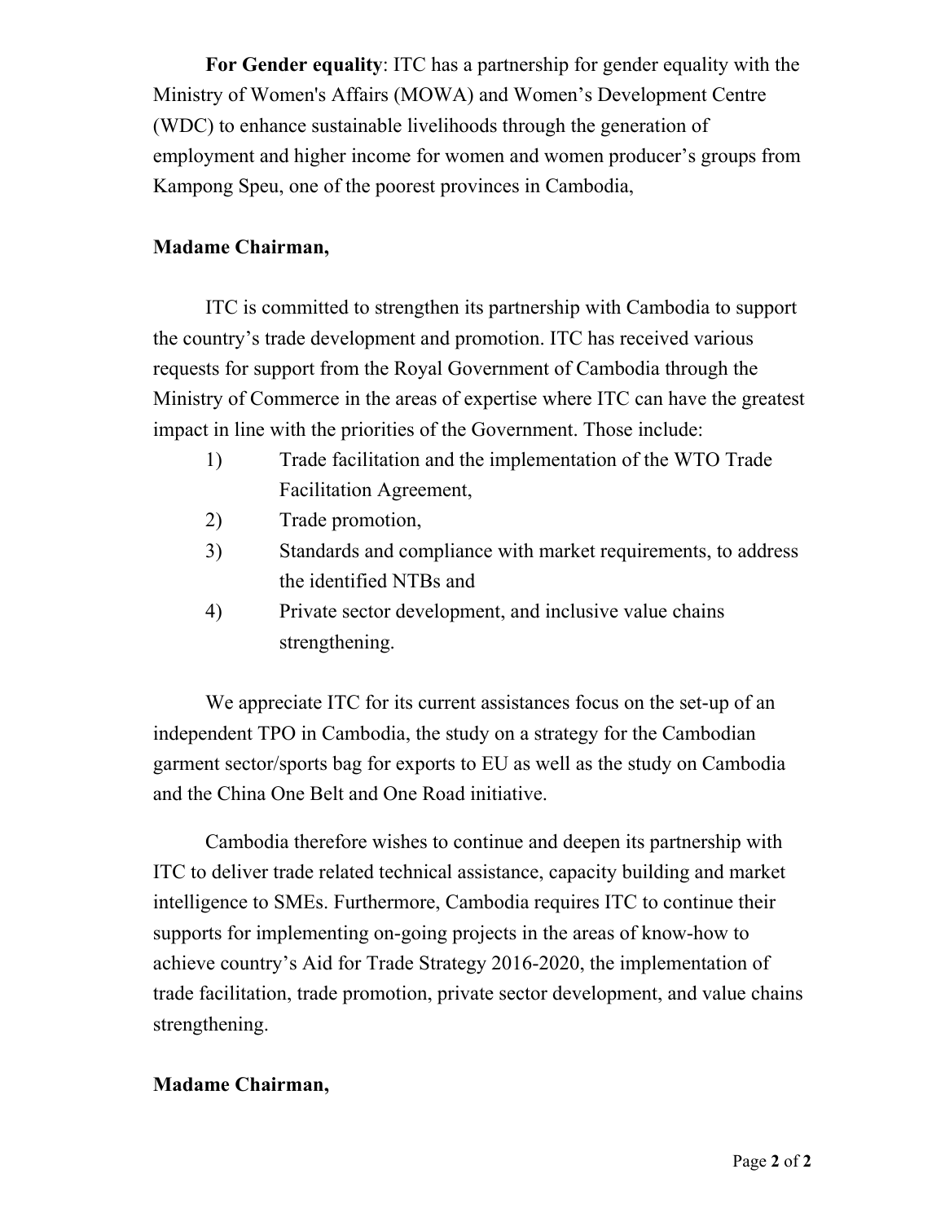**For Gender equality**: ITC has a partnership for gender equality with the Ministry of Women's Affairs (MOWA) and Women's Development Centre (WDC) to enhance sustainable livelihoods through the generation of employment and higher income for women and women producer's groups from Kampong Speu, one of the poorest provinces in Cambodia,

**Madame Chairman,**

ITC is committed to strengthen its partnership with Cambodia to support the country's trade development and promotion. ITC has received various requests for support from the Royal Government of Cambodia through the Ministry of Commerce in the areas of expertise where ITC can have the greatest impact in line with the priorities of the Government. Those include:

1) Trade facilitation and the implementation of the WTO Trade Facilitation Agreement,
2) Trade promotion,
3) Standards and compliance with market requirements, to address the identified NTBs and
4) Private sector development, and inclusive value chains strengthening.

We appreciate ITC for its current assistances focus on the set-up of an independent TPO in Cambodia, the study on a strategy for the Cambodian garment sector/sports bag for exports to EU as well as the study on Cambodia and the China One Belt and One Road initiative.

Cambodia therefore wishes to continue and deepen its partnership with ITC to deliver trade related technical assistance, capacity building and market intelligence to SMEs. Furthermore, Cambodia requires ITC to continue their supports for implementing on-going projects in the areas of know-how to achieve country's Aid for Trade Strategy 2016-2020, the implementation of trade facilitation, trade promotion, private sector development, and value chains strengthening.

**Madame Chairman,**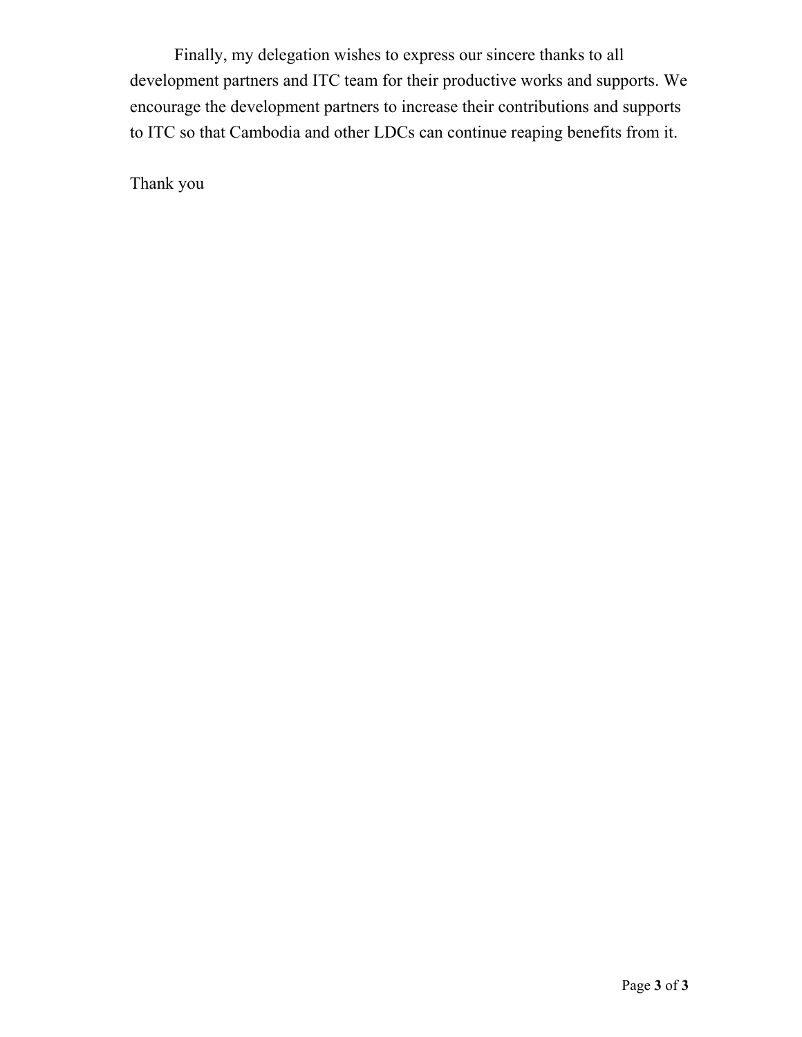Finally, my delegation wishes to express our sincere thanks to all development partners and ITC team for their productive works and supports. We encourage the development partners to increase their contributions and supports to ITC so that Cambodia and other LDCs can continue reaping benefits from it.

Thank you